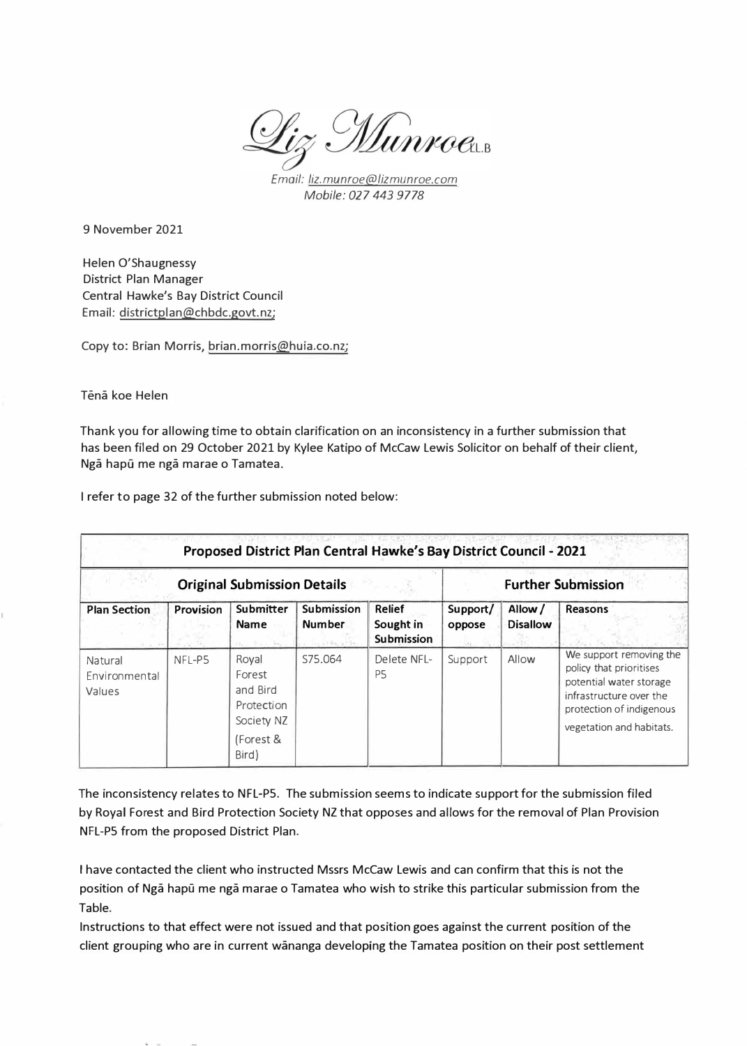*Liz Munroe* LL.B

*Email: liz.munroe@lizmunroe.com*
*Mobile: 027 443 9778*

9 November 2021

Helen O'Shaugnessy
District Plan Manager
Central Hawke's Bay District Council
Email: districtplan@chbdc.govt.nz;

Copy to: Brian Morris, brian.morris@huia.co.nz;

Tēnā koe Helen

Thank you for allowing time to obtain clarification on an inconsistency in a further submission that has been filed on 29 October 2021 by Kylee Katipo of McCaw Lewis Solicitor on behalf of their client, Ngā hapū me ngā marae o Tamatea.

I refer to page 32 of the further submission noted below:

| **Proposed District Plan Central Hawke's Bay District Council - 2021** | | | | | | | |
|---|---|---|---|---|---|---|---|
| **Original Submission Details** | | | | | **Further Submission** | | |
| **Plan Section** | **Provision** | **Submitter Name** | **Submission Number** | **Relief Sought in Submission** | **Support/ oppose** | **Allow / Disallow** | **Reasons** |
| Natural Environmental Values | NFL-P5 | Royal Forest and Bird Protection Society NZ (Forest & Bird) | S75.064 | Delete NFL-P5 | Support | Allow | We support removing the policy that prioritises potential water storage infrastructure over the protection of indigenous vegetation and habitats. |

The inconsistency relates to NFL-P5. The submission seems to indicate support for the submission filed by Royal Forest and Bird Protection Society NZ that opposes and allows for the removal of Plan Provision NFL-P5 from the proposed District Plan.

I have contacted the client who instructed Mssrs McCaw Lewis and can confirm that this is not the position of Ngā hapū me ngā marae o Tamatea who wish to strike this particular submission from the Table.

Instructions to that effect were not issued and that position goes against the current position of the client grouping who are in current wānanga developing the Tamatea position on their post settlement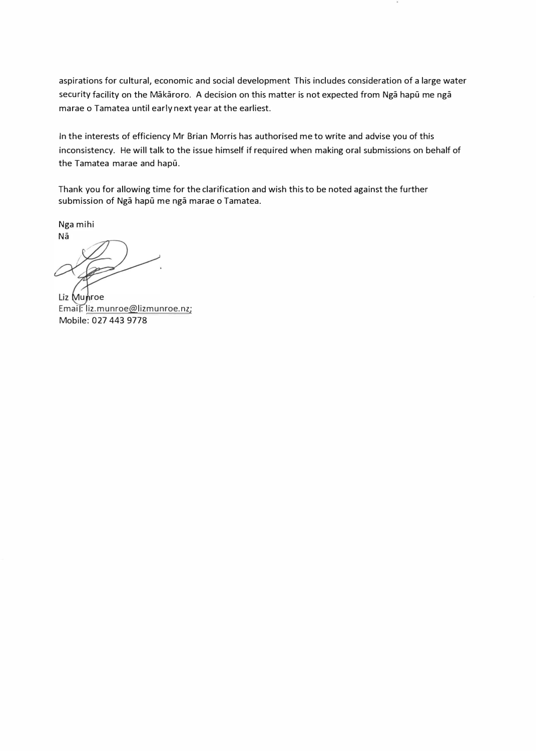aspirations for cultural, economic and social development This includes consideration of a large water security facility on the Mākāroro. A decision on this matter is not expected from Ngā hapū me ngā marae o Tamatea until early next year at the earliest.

In the interests of efficiency Mr Brian Morris has authorised me to write and advise you of this inconsistency. He will talk to the issue himself if required when making oral submissions on behalf of the Tamatea marae and hapū.

Thank you for allowing time for the clarification and wish this to be noted against the further submission of Ngā hapū me ngā marae o Tamatea.

Nga mihi
Nā

Liz Munroe
Email: liz.munroe@lizmunroe.nz;
Mobile: 027 443 9778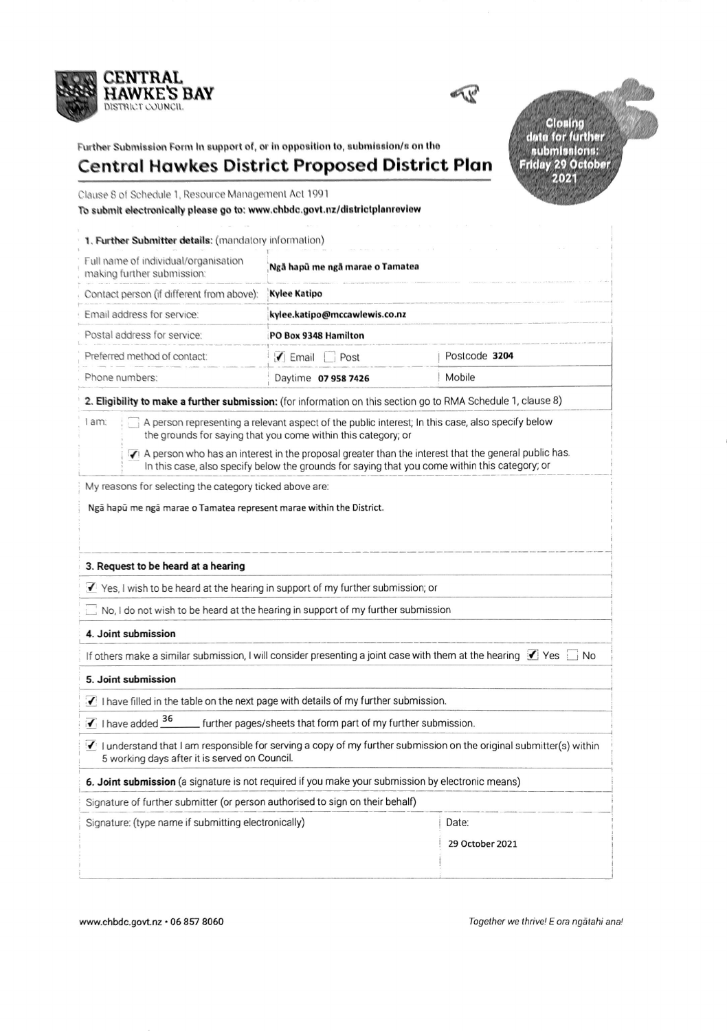**CENTRAL HAWKE'S BAY**
DISTRICT COUNCIL

**Closing date for further submissions: Friday 29 October 2021**

Further Submission Form in support of, or in opposition to, submission/s on the

# Central Hawkes District Proposed District Plan

Clause 8 of Schedule 1, Resource Management Act 1991

**To submit electronically please go to: www.chbdc.govt.nz/districtplanreview**

| **1. Further Submitter details:** (mandatory information) | | |
|---|---|---|
| Full name of individual/organisation making further submission: | **Ngā hapū me ngā marae o Tamatea** | |
| Contact person (if different from above): | **Kylee Katipo** | |
| Email address for service: | **kylee.katipo@mccawlewis.co.nz** | |
| Postal address for service: | **PO Box 9348 Hamilton** | |
| Preferred method of contact: | ☑ Email ☐ Post | Postcode **3204** |
| Phone numbers: | Daytime **07 958 7426** | Mobile |

**2. Eligibility to make a further submission:** (for information on this section go to RMA Schedule 1, clause 8)

I am:

- ☐ A person representing a relevant aspect of the public interest; In this case, also specify below the grounds for saying that you come within this category; or
- ☑ A person who has an interest in the proposal greater than the interest that the general public has. In this case, also specify below the grounds for saying that you come within this category; or

My reasons for selecting the category ticked above are:

Ngā hapū me ngā marae o Tamatea represent marae within the District.

**3. Request to be heard at a hearing**

- ☑ Yes, I wish to be heard at the hearing in support of my further submission; or
- ☐ No, I do not wish to be heard at the hearing in support of my further submission

**4. Joint submission**

If others make a similar submission, I will consider presenting a joint case with them at the hearing ☑ Yes ☐ No

**5. Joint submission**

- ☑ I have filled in the table on the next page with details of my further submission.
- ☑ I have added 36 further pages/sheets that form part of my further submission.
- ☑ I understand that I am responsible for serving a copy of my further submission on the original submitter(s) within 5 working days after it is served on Council.

**6. Joint submission** (a signature is not required if you make your submission by electronic means)

Signature of further submitter (or person authorised to sign on their behalf)

| Signature: (type name if submitting electronically) | Date: |
|---|---|
| | 29 October 2021 |

www.chbdc.govt.nz • 06 857 8060

*Together we thrive! E ora ngātahi ana!*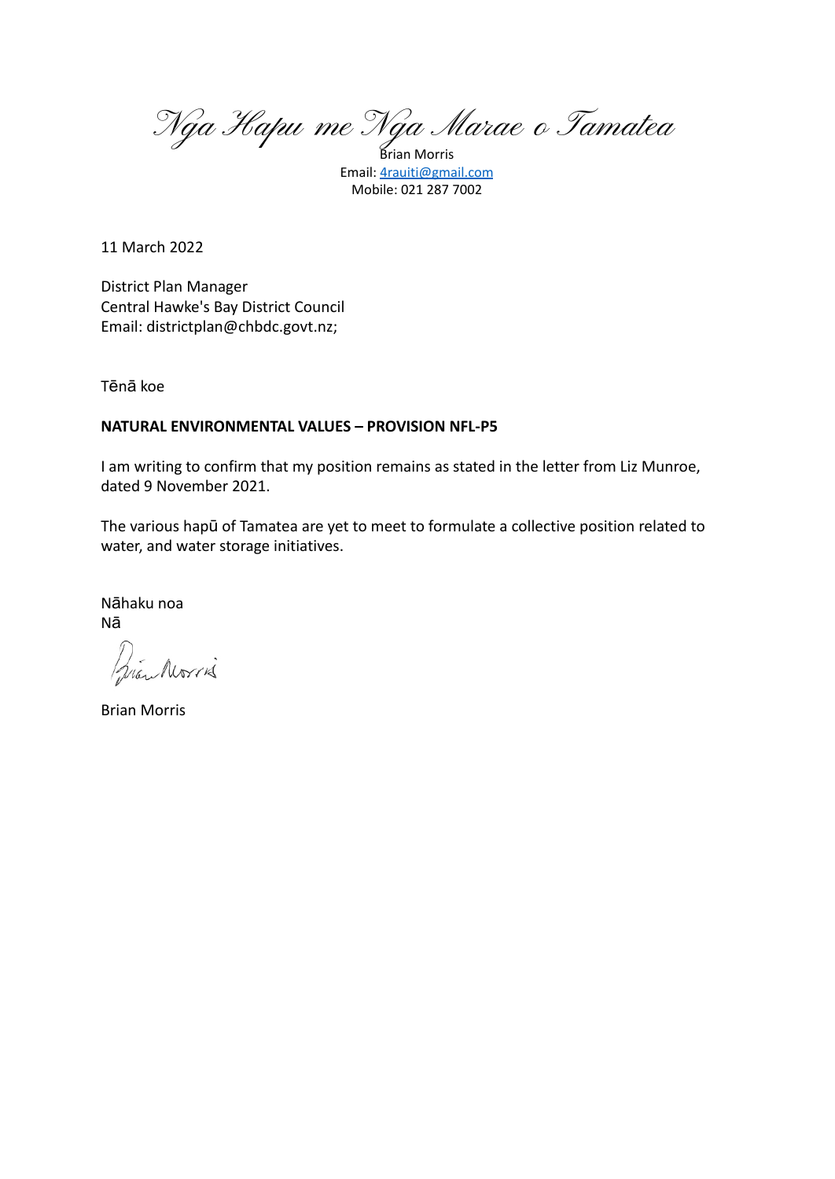*Nga Hapu me Nga Marae o Tamatea*

Brian Morris
Email: 4rauiti@gmail.com
Mobile: 021 287 7002

11 March 2022

District Plan Manager
Central Hawke's Bay District Council
Email: districtplan@chbdc.govt.nz;

Tēnā koe

**NATURAL ENVIRONMENTAL VALUES – PROVISION NFL-P5**

I am writing to confirm that my position remains as stated in the letter from Liz Munroe, dated 9 November 2021.

The various hapū of Tamatea are yet to meet to formulate a collective position related to water, and water storage initiatives.

Nāhaku noa
Nā

Brian Morris

Brian Morris